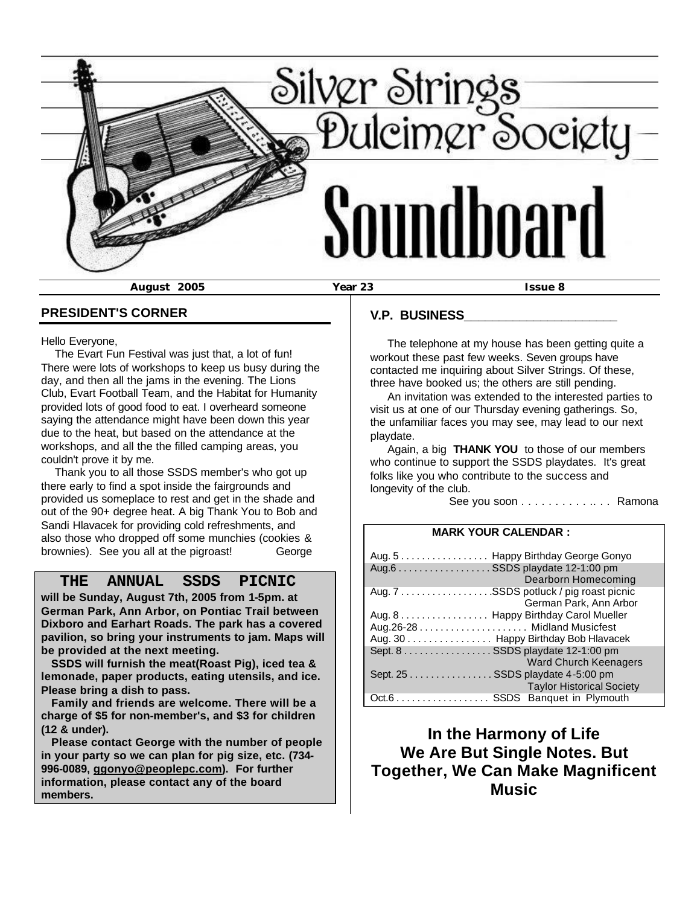# Silver Strings Dulcimer Society

# Soundboard

**August 2005** | **Year 23** | **Issue 8**

## PRESIDENT'S CORNER

Hello Everyone,

The Evart Fun Festival was just that, a lot of fun! There were lots of workshops to keep us busy during the day, and then all the jams in the evening. The Lions Club, Evart Football Team, and the Habitat for Humanity provided lots of good food to eat. I overheard someone saying the attendance might have been down this year due to the heat, but based on the attendance at the workshops, and all the the filled camping areas, you couldn't prove it by me.

Thank you to all those SSDS member's who got up there early to find a spot inside the fairgrounds and provided us someplace to rest and get in the shade and out of the 90+ degree heat. A big Thank You to Bob and Sandi Hlavacek for providing cold refreshments, and also those who dropped off some munchies (cookies & brownies). See you all at the pigroast! George

## THE ANNUAL SSDS PICNIC

**will be Sunday, August 7th, 2005 from 1-5pm. at German Park, Ann Arbor, on Pontiac Trail between Dixboro and Earhart Roads. The park has a covered pavilion, so bring your instruments to jam. Maps will be provided at the next meeting.**

**SSDS will furnish the meat(Roast Pig), iced tea & lemonade, paper products, eating utensils, and ice. Please bring a dish to pass.**

**Family and friends are welcome. There will be a charge of $5 for non-member's, and $3 for children (12 & under).**

**Please contact George with the number of people in your party so we can plan for pig size, etc. (734-996-0089, ggonyo@peoplepc.com). For further information, please contact any of the board members.**

## V.P. BUSINESS

The telephone at my house has been getting quite a workout these past few weeks. Seven groups have contacted me inquiring about Silver Strings. Of these, three have booked us; the others are still pending.

An invitation was extended to the interested parties to visit us at one of our Thursday evening gatherings. So, the unfamiliar faces you may see, may lead to our next playdate.

Again, a big **THANK YOU** to those of our members who continue to support the SSDS playdates. It's great folks like you who contribute to the success and longevity of the club.

See you soon . . . . . . . . . . .. . . Ramona

### MARK YOUR CALENDAR :

| Date | Event |
|---|---|
| Aug. 5 | Happy Birthday George Gonyo |
| Aug.6 | SSDS playdate 12-1:00 pm<br>Dearborn Homecoming |
| Aug. 7 | SSDS potluck / pig roast picnic<br>German Park, Ann Arbor |
| Aug. 8 | Happy Birthday Carol Mueller |
| Aug.26-28 | Midland Musicfest |
| Aug. 30 | Happy Birthday Bob Hlavacek |
| Sept. 8 | SSDS playdate 12-1:00 pm<br>Ward Church Keenagers |
| Sept. 25 | SSDS playdate 4-5:00 pm<br>Taylor Historical Society |
| Oct.6 | SSDS Banquet in Plymouth |

**In the Harmony of Life We Are But Single Notes. But Together, We Can Make Magnificent Music**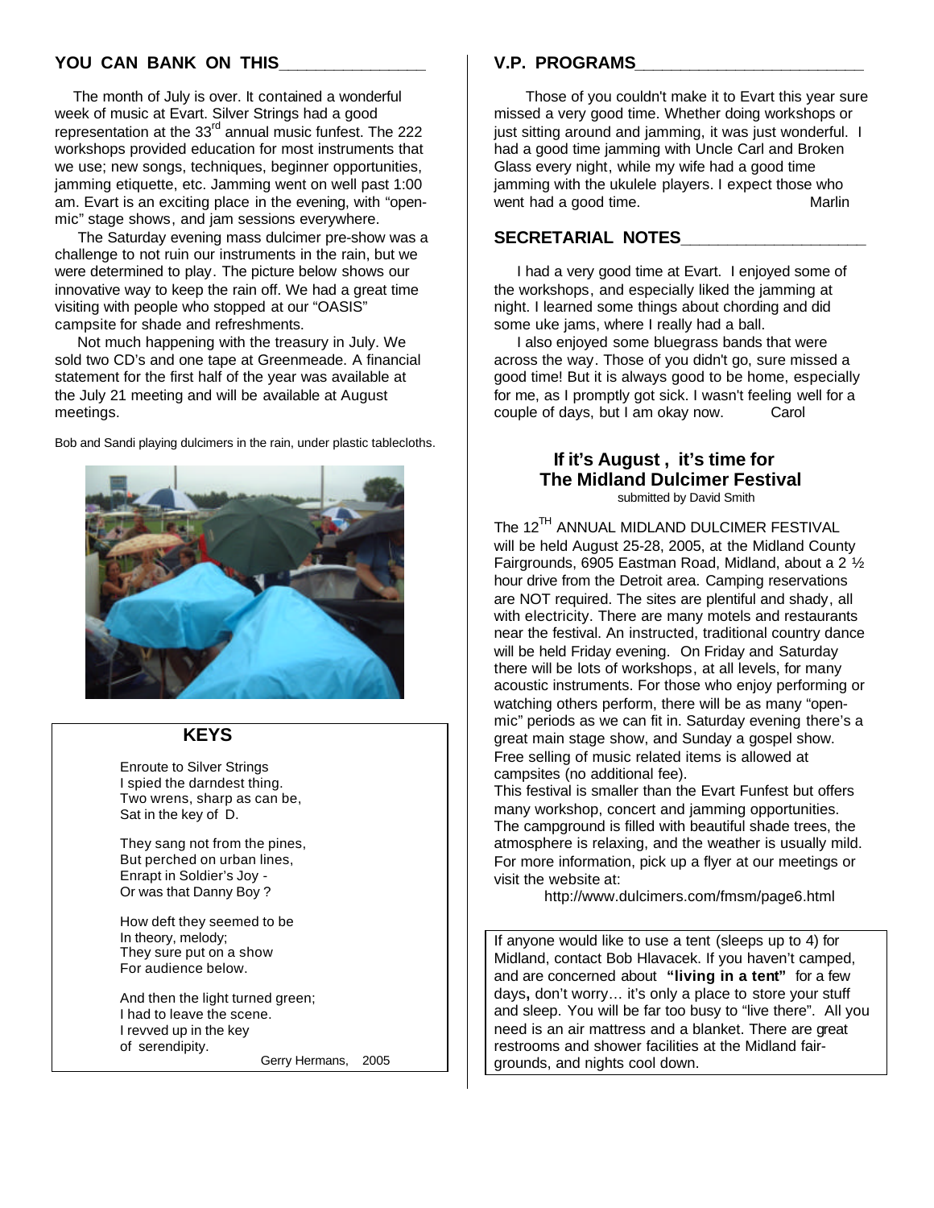## YOU CAN BANK ON THIS

The month of July is over. It contained a wonderful week of music at Evart. Silver Strings had a good representation at the 33rd annual music funfest. The 222 workshops provided education for most instruments that we use; new songs, techniques, beginner opportunities, jamming etiquette, etc. Jamming went on well past 1:00 am. Evart is an exciting place in the evening, with "open-mic" stage shows, and jam sessions everywhere.

The Saturday evening mass dulcimer pre-show was a challenge to not ruin our instruments in the rain, but we were determined to play. The picture below shows our innovative way to keep the rain off. We had a great time visiting with people who stopped at our "OASIS" campsite for shade and refreshments.

Not much happening with the treasury in July. We sold two CD's and one tape at Greenmeade. A financial statement for the first half of the year was available at the July 21 meeting and will be available at August meetings.

Bob and Sandi playing dulcimers in the rain, under plastic tablecloths.

## KEYS

Enroute to Silver Strings
I spied the darndest thing.
Two wrens, sharp as can be,
Sat in the key of D.

They sang not from the pines,
But perched on urban lines,
Enrapt in Soldier's Joy -
Or was that Danny Boy ?

How deft they seemed to be
In theory, melody;
They sure put on a show
For audience below.

And then the light turned green;
I had to leave the scene.
I revved up in the key
of serendipity.

Gerry Hermans, 2005

## V.P. PROGRAMS

Those of you couldn't make it to Evart this year sure missed a very good time. Whether doing workshops or just sitting around and jamming, it was just wonderful. I had a good time jamming with Uncle Carl and Broken Glass every night, while my wife had a good time jamming with the ukulele players. I expect those who went had a good time. Marlin

## SECRETARIAL NOTES

I had a very good time at Evart. I enjoyed some of the workshops, and especially liked the jamming at night. I learned some things about chording and did some uke jams, where I really had a ball.

I also enjoyed some bluegrass bands that were across the way. Those of you didn't go, sure missed a good time! But it is always good to be home, especially for me, as I promptly got sick. I wasn't feeling well for a couple of days, but I am okay now. Carol

## If it's August , it's time for The Midland Dulcimer Festival

submitted by David Smith

The 12TH ANNUAL MIDLAND DULCIMER FESTIVAL will be held August 25-28, 2005, at the Midland County Fairgrounds, 6905 Eastman Road, Midland, about a 2 ½ hour drive from the Detroit area. Camping reservations are NOT required. The sites are plentiful and shady, all with electricity. There are many motels and restaurants near the festival. An instructed, traditional country dance will be held Friday evening. On Friday and Saturday there will be lots of workshops, at all levels, for many acoustic instruments. For those who enjoy performing or watching others perform, there will be as many "open-mic" periods as we can fit in. Saturday evening there's a great main stage show, and Sunday a gospel show. Free selling of music related items is allowed at campsites (no additional fee).

This festival is smaller than the Evart Funfest but offers many workshop, concert and jamming opportunities. The campground is filled with beautiful shade trees, the atmosphere is relaxing, and the weather is usually mild. For more information, pick up a flyer at our meetings or visit the website at:

http://www.dulcimers.com/fmsm/page6.html

If anyone would like to use a tent (sleeps up to 4) for Midland, contact Bob Hlavacek. If you haven't camped, and are concerned about **"living in a tent"** for a few days**,** don't worry… it's only a place to store your stuff and sleep. You will be far too busy to "live there". All you need is an air mattress and a blanket. There are great restrooms and shower facilities at the Midland fair-grounds, and nights cool down.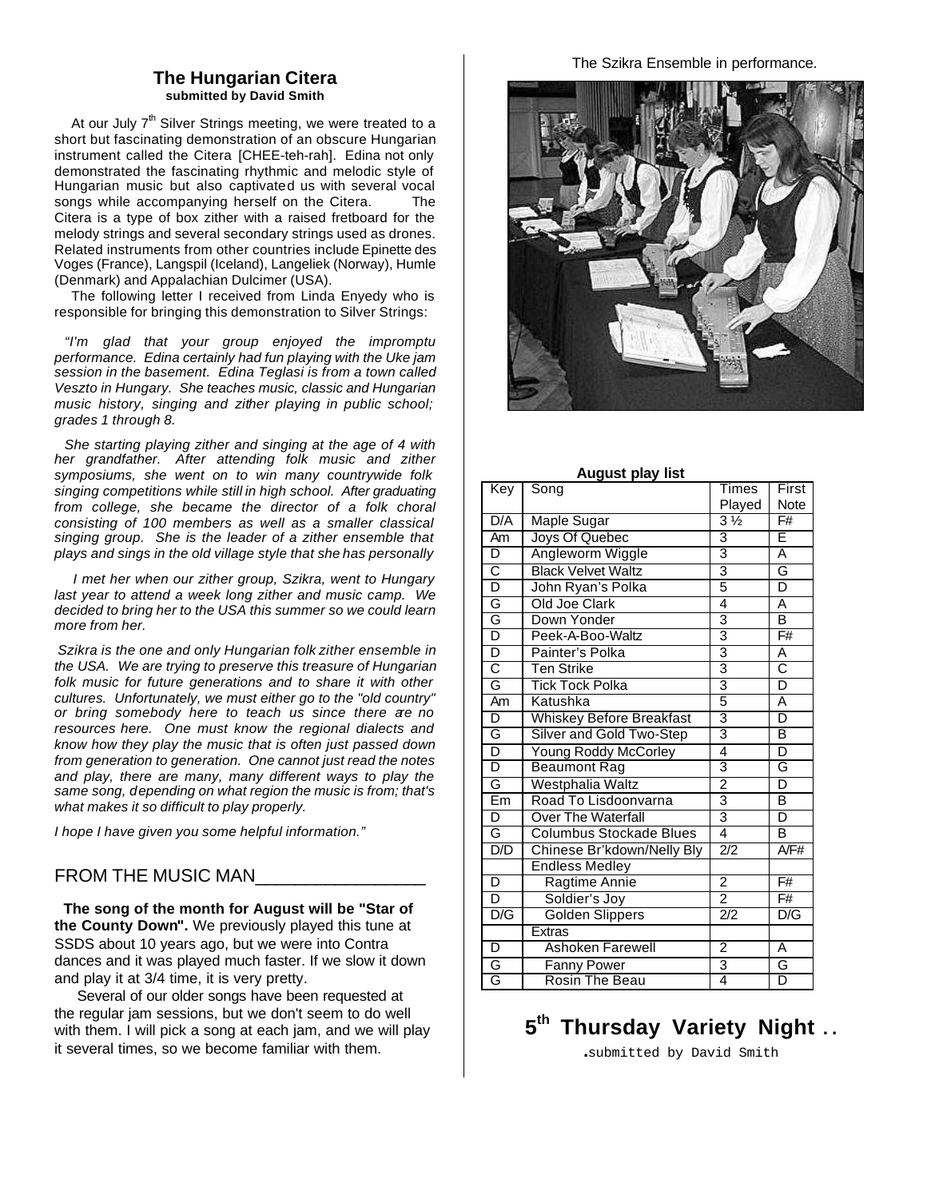## The Hungarian Citera

**submitted by David Smith**

At our July 7th Silver Strings meeting, we were treated to a short but fascinating demonstration of an obscure Hungarian instrument called the Citera [CHEE-teh-rah]. Edina not only demonstrated the fascinating rhythmic and melodic style of Hungarian music but also captivated us with several vocal songs while accompanying herself on the Citera. The Citera is a type of box zither with a raised fretboard for the melody strings and several secondary strings used as drones. Related instruments from other countries include Epinette des Voges (France), Langspil (Iceland), Langeliek (Norway), Humle (Denmark) and Appalachian Dulcimer (USA).

The following letter I received from Linda Enyedy who is responsible for bringing this demonstration to Silver Strings:

*"I'm glad that your group enjoyed the impromptu performance. Edina certainly had fun playing with the Uke jam session in the basement. Edina Teglasi is from a town called Veszto in Hungary. She teaches music, classic and Hungarian music history, singing and zither playing in public school; grades 1 through 8.*

*She starting playing zither and singing at the age of 4 with her grandfather. After attending folk music and zither symposiums, she went on to win many countrywide folk singing competitions while still in high school. After graduating from college, she became the director of a folk choral consisting of 100 members as well as a smaller classical singing group. She is the leader of a zither ensemble that plays and sings in the old village style that she has personally*

*I met her when our zither group, Szikra, went to Hungary last year to attend a week long zither and music camp. We decided to bring her to the USA this summer so we could learn more from her.*

*Szikra is the one and only Hungarian folk zither ensemble in the USA. We are trying to preserve this treasure of Hungarian folk music for future generations and to share it with other cultures. Unfortunately, we must either go to the "old country" or bring somebody here to teach us since there are no resources here. One must know the regional dialects and know how they play the music that is often just passed down from generation to generation. One cannot just read the notes and play, there are many, many different ways to play the same song, depending on what region the music is from; that's what makes it so difficult to play properly.*

*I hope I have given you some helpful information."*

## FROM THE MUSIC MAN

**The song of the month for August will be "Star of the County Down".** We previously played this tune at SSDS about 10 years ago, but we were into Contra dances and it was played much faster. If we slow it down and play it at 3/4 time, it is very pretty.

Several of our older songs have been requested at the regular jam sessions, but we don't seem to do well with them. I will pick a song at each jam, and we will play it several times, so we become familiar with them.

The Szikra Ensemble in performance.

**August play list**

| Key | Song | Times Played | First Note |
|---|---|---|---|
| D/A | Maple Sugar | 3 ½ | F# |
| Am | Joys Of Quebec | 3 | E |
| D | Angleworm Wiggle | 3 | A |
| C | Black Velvet Waltz | 3 | G |
| D | John Ryan's Polka | 5 | D |
| G | Old Joe Clark | 4 | A |
| G | Down Yonder | 3 | B |
| D | Peek-A-Boo-Waltz | 3 | F# |
| D | Painter's Polka | 3 | A |
| C | Ten Strike | 3 | C |
| G | Tick Tock Polka | 3 | D |
| Am | Katushka | 5 | A |
| D | Whiskey Before Breakfast | 3 | D |
| G | Silver and Gold Two-Step | 3 | B |
| D | Young Roddy McCorley | 4 | D |
| D | Beaumont Rag | 3 | G |
| G | Westphalia Waltz | 2 | D |
| Em | Road To Lisdoonvarna | 3 | B |
| D | Over The Waterfall | 3 | D |
| G | Columbus Stockade Blues | 4 | B |
| D/D | Chinese Br'kdown/Nelly Bly | 2/2 | A/F# |
| | Endless Medley | | |
| D | Ragtime Annie | 2 | F# |
| D | Soldier's Joy | 2 | F# |
| D/G | Golden Slippers | 2/2 | D/G |
| | Extras | | |
| D | Ashoken Farewell | 2 | A |
| G | Fanny Power | 3 | G |
| G | Rosin The Beau | 4 | D |

## 5th Thursday Variety Night ..

.submitted by David Smith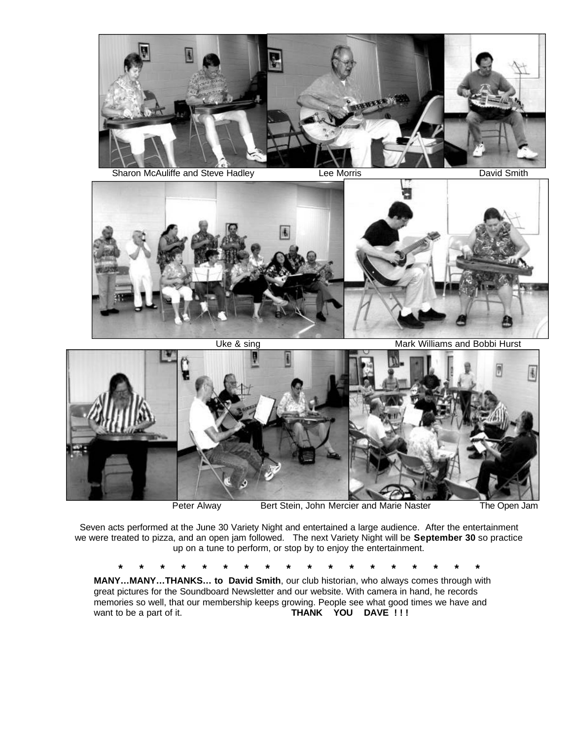Sharon McAuliffe and Steve Hadley

Lee Morris

David Smith

Uke & sing

Mark Williams and Bobbi Hurst

Peter Alway

Bert Stein, John Mercier and Marie Naster

The Open Jam

Seven acts performed at the June 30 Variety Night and entertained a large audience. After the entertainment we were treated to pizza, and an open jam followed. The next Variety Night will be **September 30** so practice up on a tune to perform, or stop by to enjoy the entertainment.

\* \* \* \* \* \* \* \* \* \* \* \* \* \* \* \* \* \* \*

**MANY…MANY…THANKS… to David Smith**, our club historian, who always comes through with great pictures for the Soundboard Newsletter and our website. With camera in hand, he records memories so well, that our membership keeps growing. People see what good times we have and want to be a part of it. **THANK YOU DAVE ! ! !**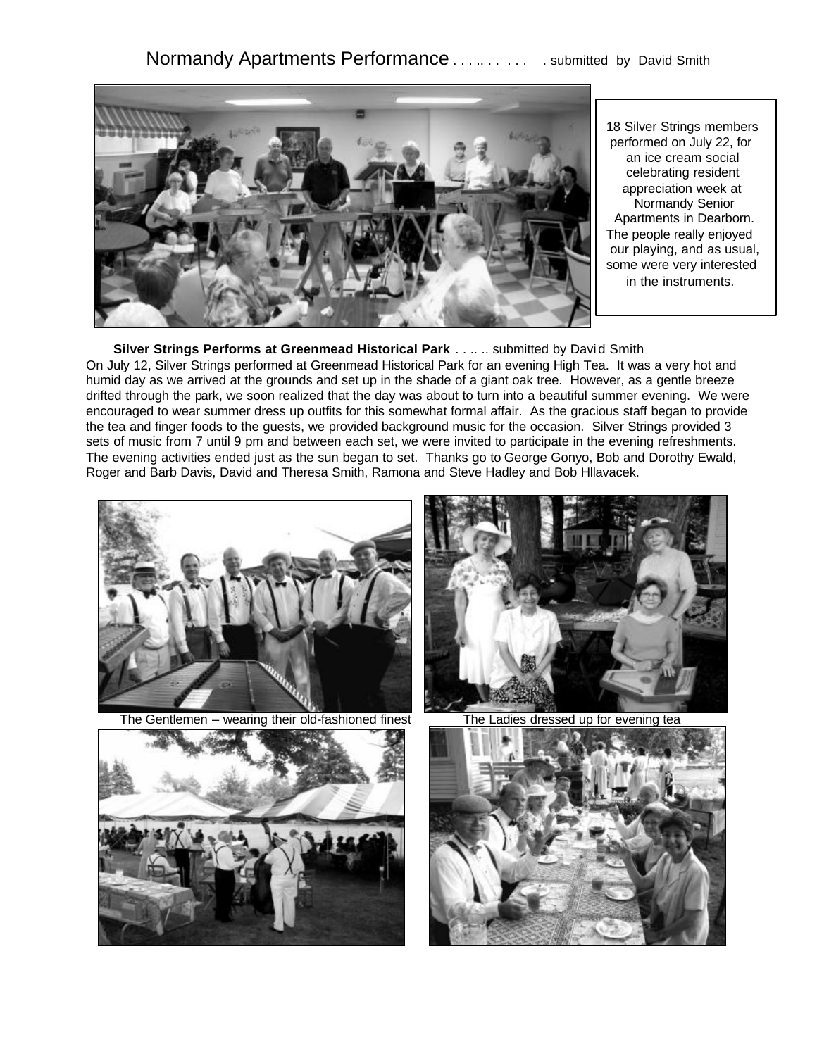## Normandy Apartments Performance . . . .. . . . . . . submitted by David Smith

18 Silver Strings members performed on July 22, for an ice cream social celebrating resident appreciation week at Normandy Senior Apartments in Dearborn. The people really enjoyed our playing, and as usual, some were very interested in the instruments.

### Silver Strings Performs at Greenmead Historical Park . . .. .. submitted by David Smith

On July 12, Silver Strings performed at Greenmead Historical Park for an evening High Tea. It was a very hot and humid day as we arrived at the grounds and set up in the shade of a giant oak tree. However, as a gentle breeze drifted through the park, we soon realized that the day was about to turn into a beautiful summer evening. We were encouraged to wear summer dress up outfits for this somewhat formal affair. As the gracious staff began to provide the tea and finger foods to the guests, we provided background music for the occasion. Silver Strings provided 3 sets of music from 7 until 9 pm and between each set, we were invited to participate in the evening refreshments. The evening activities ended just as the sun began to set. Thanks go to George Gonyo, Bob and Dorothy Ewald, Roger and Barb Davis, David and Theresa Smith, Ramona and Steve Hadley and Bob Hllavacek.

The Gentlemen – wearing their old-fashioned finest

The Ladies dressed up for evening tea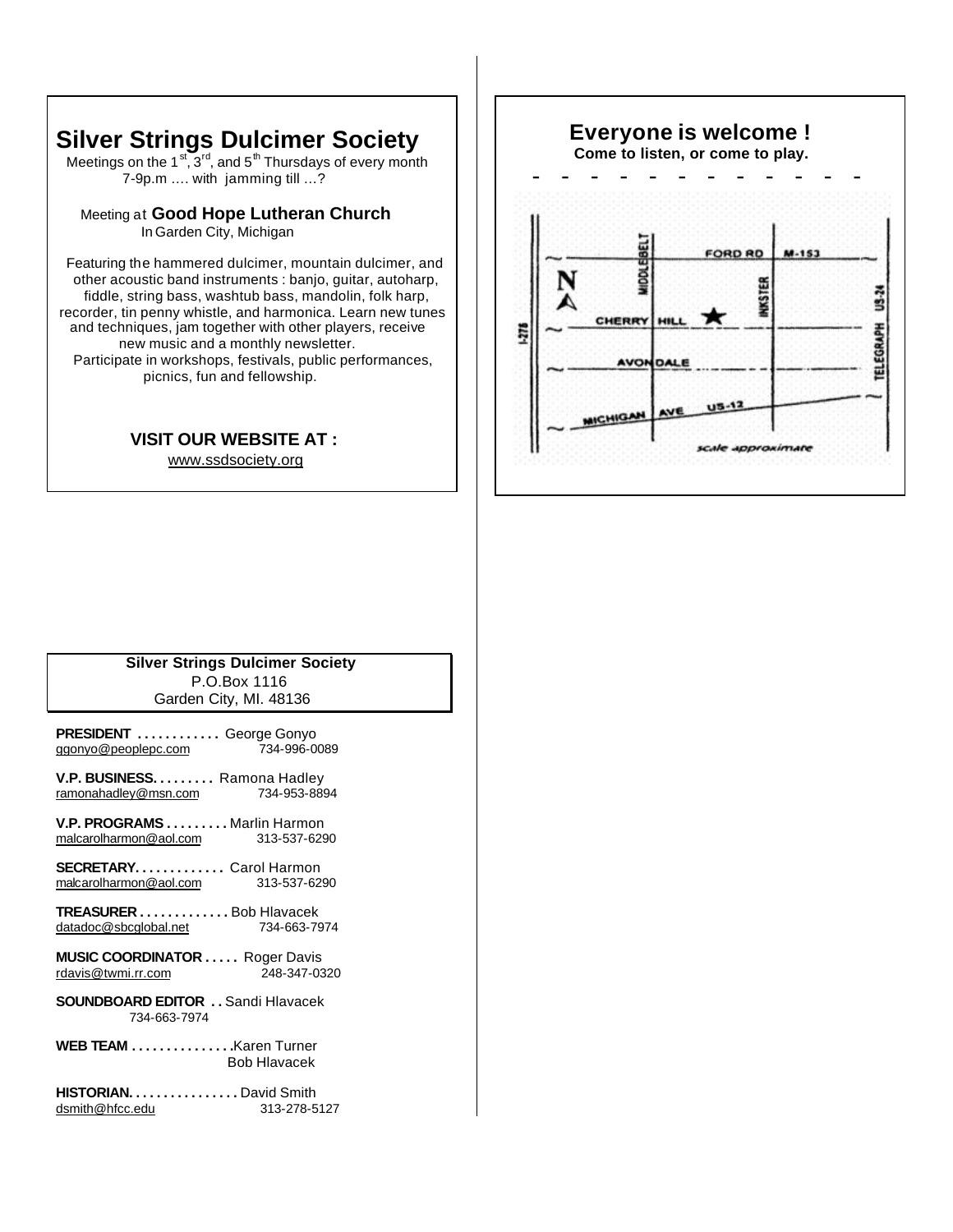# Silver Strings Dulcimer Society

Meetings on the 1st, 3rd, and 5th Thursdays of every month
7-9p.m …. with jamming till …?

Meeting at **Good Hope Lutheran Church**
In Garden City, Michigan

Featuring the hammered dulcimer, mountain dulcimer, and other acoustic band instruments : banjo, guitar, autoharp, fiddle, string bass, washtub bass, mandolin, folk harp, recorder, tin penny whistle, and harmonica. Learn new tunes and techniques, jam together with other players, receive new music and a monthly newsletter.
Participate in workshops, festivals, public performances, picnics, fun and fellowship.

**VISIT OUR WEBSITE AT :**
www.ssdsociety.org

**Silver Strings Dulcimer Society**
P.O.Box 1116
Garden City, MI. 48136

**PRESIDENT . . . . . . . . . . . .** George Gonyo
ggonyo@peoplepc.com 734-996-0089

**V.P. BUSINESS. . . . . . . . .** Ramona Hadley
ramonahadley@msn.com 734-953-8894

**V.P. PROGRAMS . . . . . . . . .** Marlin Harmon
malcarolharmon@aol.com 313-537-6290

**SECRETARY. . . . . . . . . . . . .** Carol Harmon
malcarolharmon@aol.com 313-537-6290

**TREASURER . . . . . . . . . . . . .** Bob Hlavacek
datadoc@sbcglobal.net 734-663-7974

**MUSIC COORDINATOR . . . . .** Roger Davis
rdavis@twmi.rr.com 248-347-0320

**SOUNDBOARD EDITOR . .** Sandi Hlavacek
734-663-7974

**WEB TEAM . . . . . . . . . . . . . . .** Karen Turner
Bob Hlavacek

**HISTORIAN. . . . . . . . . . . . . . . .** David Smith
dsmith@hfcc.edu 313-278-5127

## Everyone is welcome !

**Come to listen, or come to play.**

FORD RD M-153
MIDDLEBELT
INKSTER
N
CHERRY HILL
I-275
US-24
TELEGRAPH
AVONDALE
MICHIGAN AVE US-12
scale approximate